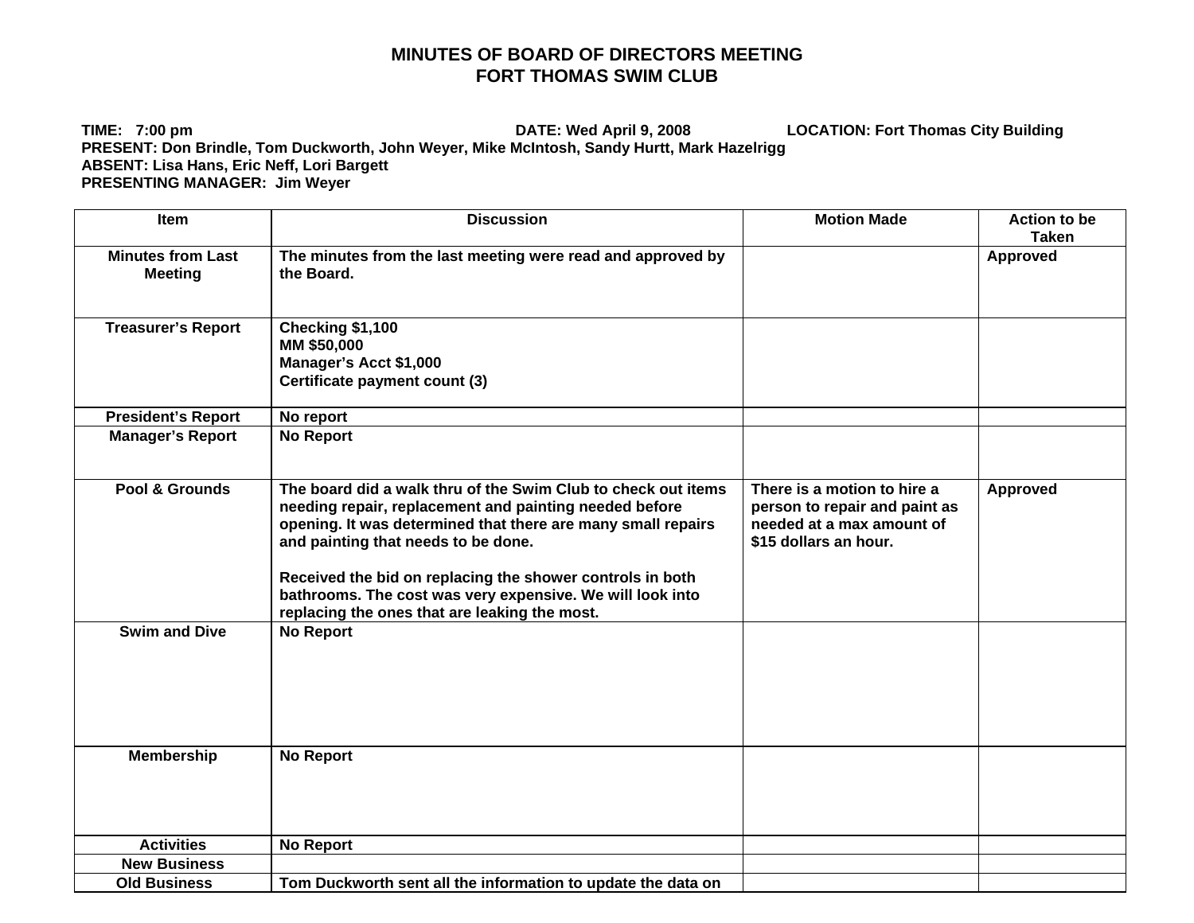# MINUTES OF BOARD OF DIRECTORS MEETING
# FORT THOMAS SWIM CLUB

**TIME: 7:00 pm** **DATE: Wed April 9, 2008** **LOCATION: Fort Thomas City Building**
**PRESENT: Don Brindle, Tom Duckworth, John Weyer, Mike McIntosh, Sandy Hurtt, Mark Hazelrigg**
**ABSENT: Lisa Hans, Eric Neff, Lori Bargett**
**PRESENTING MANAGER: Jim Weyer**

| Item | Discussion | Motion Made | Action to be Taken |
|---|---|---|---|
| Minutes from Last Meeting | The minutes from the last meeting were read and approved by the Board. | | Approved |
| Treasurer's Report | Checking $1,100<br>MM $50,000<br>Manager's Acct $1,000<br>Certificate payment count (3) | | |
| President's Report | No report | | |
| Manager's Report | No Report | | |
| Pool & Grounds | The board did a walk thru of the Swim Club to check out items needing repair, replacement and painting needed before opening. It was determined that there are many small repairs and painting that needs to be done.<br><br>Received the bid on replacing the shower controls in both bathrooms. The cost was very expensive. We will look into replacing the ones that are leaking the most. | There is a motion to hire a person to repair and paint as needed at a max amount of $15 dollars an hour. | Approved |
| Swim and Dive | No Report | | |
| Membership | No Report | | |
| Activities | No Report | | |
| New Business | | | |
| Old Business | Tom Duckworth sent all the information to update the data on | | |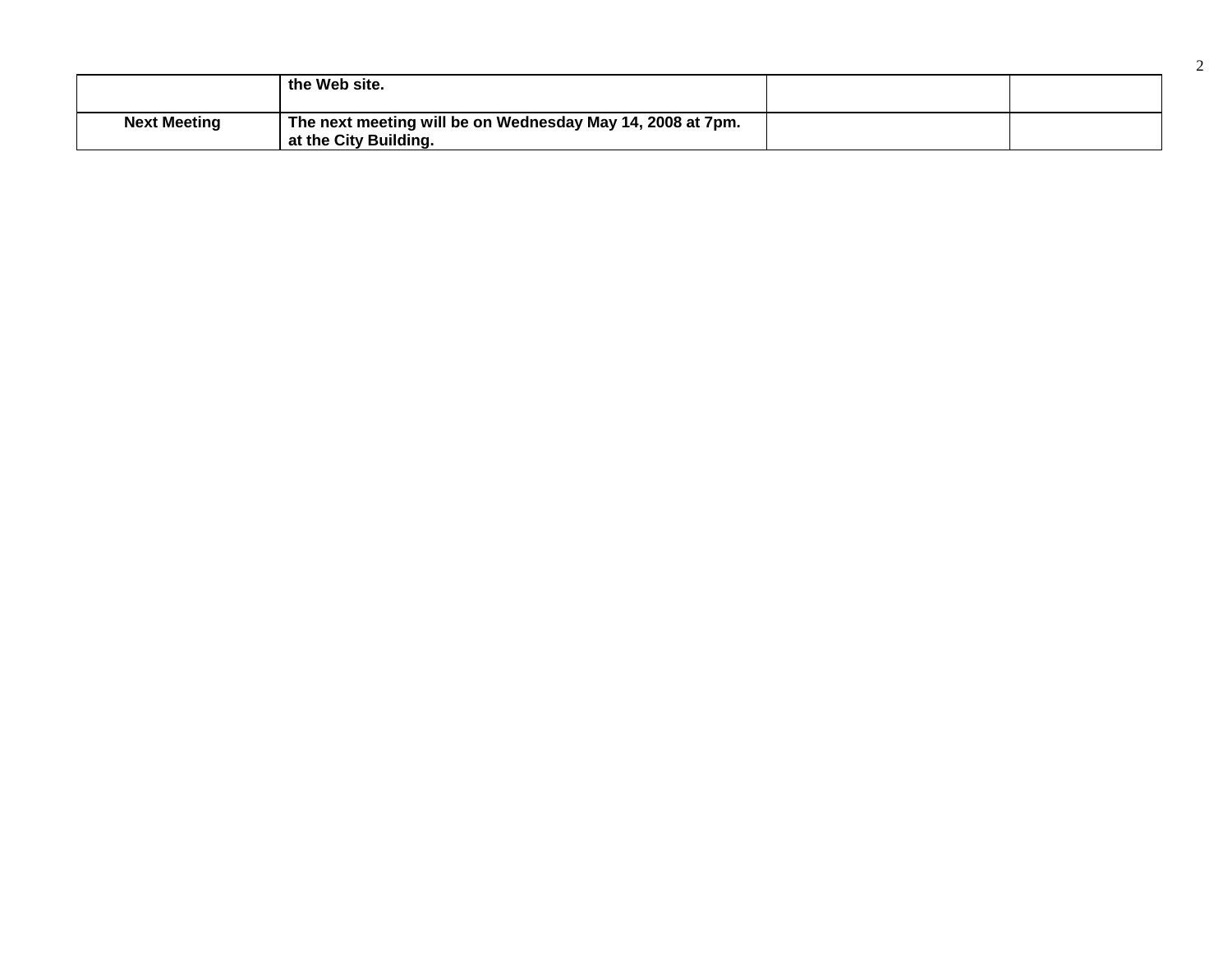| | | | |
|---|---|---|---|
| | **the Web site.** | | |
| **Next Meeting** | **The next meeting will be on Wednesday May 14, 2008 at 7pm. at the City Building.** | | |